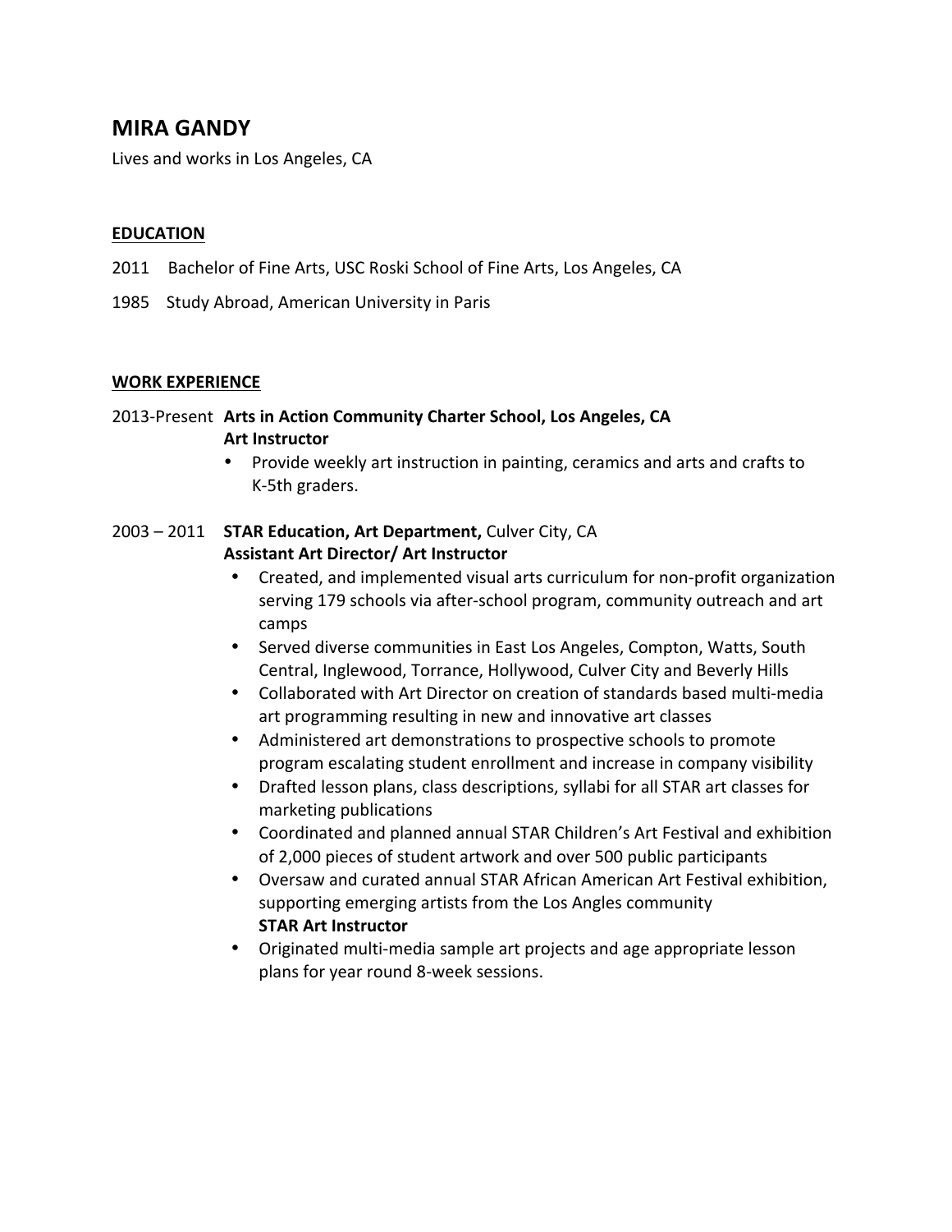# MIRA GANDY

Lives and works in Los Angeles, CA

## EDUCATION

2011 Bachelor of Fine Arts, USC Roski School of Fine Arts, Los Angeles, CA

1985 Study Abroad, American University in Paris

## WORK EXPERIENCE

2013-Present **Arts in Action Community Charter School, Los Angeles, CA**
**Art Instructor**

- Provide weekly art instruction in painting, ceramics and arts and crafts to K-5th graders.

2003 – 2011 **STAR Education, Art Department,** Culver City, CA
**Assistant Art Director/ Art Instructor**

- Created, and implemented visual arts curriculum for non-profit organization serving 179 schools via after-school program, community outreach and art camps
- Served diverse communities in East Los Angeles, Compton, Watts, South Central, Inglewood, Torrance, Hollywood, Culver City and Beverly Hills
- Collaborated with Art Director on creation of standards based multi-media art programming resulting in new and innovative art classes
- Administered art demonstrations to prospective schools to promote program escalating student enrollment and increase in company visibility
- Drafted lesson plans, class descriptions, syllabi for all STAR art classes for marketing publications
- Coordinated and planned annual STAR Children's Art Festival and exhibition of 2,000 pieces of student artwork and over 500 public participants
- Oversaw and curated annual STAR African American Art Festival exhibition, supporting emerging artists from the Los Angles community

**STAR Art Instructor**

- Originated multi-media sample art projects and age appropriate lesson plans for year round 8-week sessions.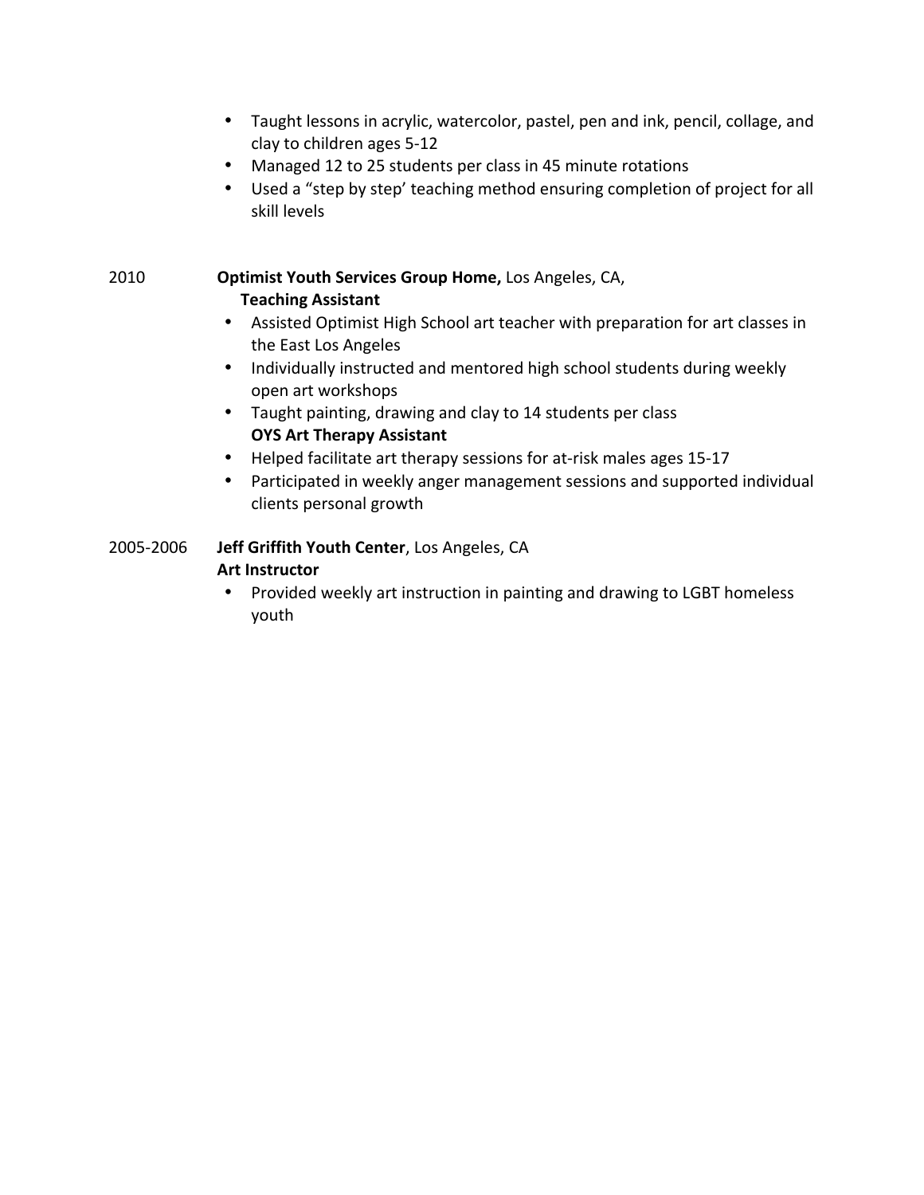- Taught lessons in acrylic, watercolor, pastel, pen and ink, pencil, collage, and clay to children ages 5-12
- Managed 12 to 25 students per class in 45 minute rotations
- Used a "step by step' teaching method ensuring completion of project for all skill levels

2010 **Optimist Youth Services Group Home,** Los Angeles, CA,

**Teaching Assistant**

- Assisted Optimist High School art teacher with preparation for art classes in the East Los Angeles
- Individually instructed and mentored high school students during weekly open art workshops
- Taught painting, drawing and clay to 14 students per class

**OYS Art Therapy Assistant**

- Helped facilitate art therapy sessions for at-risk males ages 15-17
- Participated in weekly anger management sessions and supported individual clients personal growth

2005-2006 **Jeff Griffith Youth Center**, Los Angeles, CA

**Art Instructor**

- Provided weekly art instruction in painting and drawing to LGBT homeless youth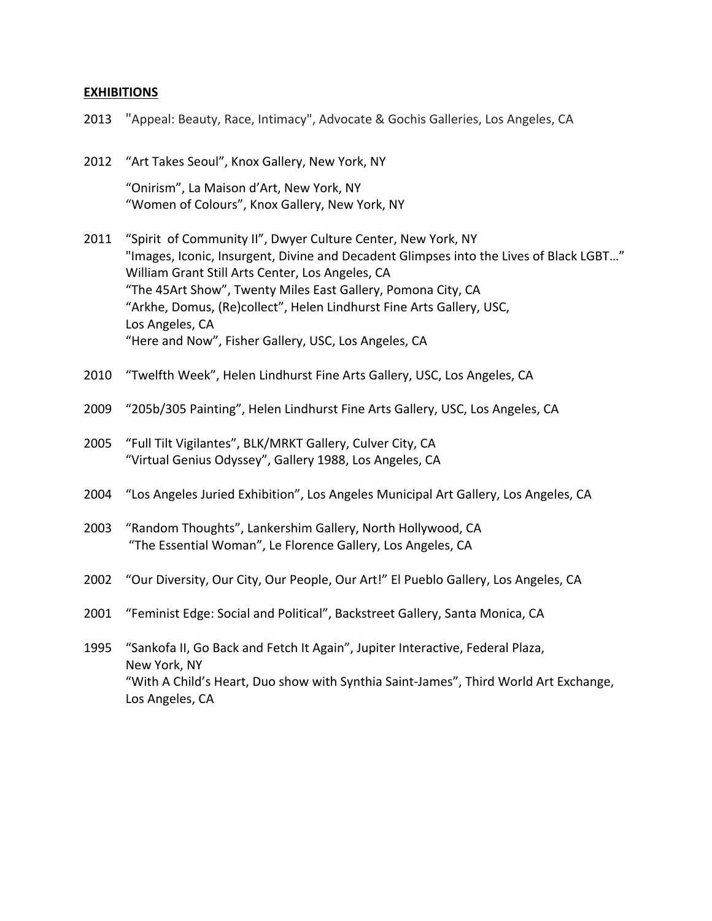## EXHIBITIONS

2013 "Appeal: Beauty, Race, Intimacy", Advocate & Gochis Galleries, Los Angeles, CA

2012 “Art Takes Seoul”, Knox Gallery, New York, NY
“Onirism”, La Maison d’Art, New York, NY
“Women of Colours”, Knox Gallery, New York, NY

2011 “Spirit of Community II”, Dwyer Culture Center, New York, NY
"Images, Iconic, Insurgent, Divine and Decadent Glimpses into the Lives of Black LGBT…" William Grant Still Arts Center, Los Angeles, CA
“The 45Art Show”, Twenty Miles East Gallery, Pomona City, CA
“Arkhe, Domus, (Re)collect”, Helen Lindhurst Fine Arts Gallery, USC, Los Angeles, CA
“Here and Now”, Fisher Gallery, USC, Los Angeles, CA

2010 “Twelfth Week”, Helen Lindhurst Fine Arts Gallery, USC, Los Angeles, CA

2009 “205b/305 Painting”, Helen Lindhurst Fine Arts Gallery, USC, Los Angeles, CA

2005 “Full Tilt Vigilantes”, BLK/MRKT Gallery, Culver City, CA
“Virtual Genius Odyssey”, Gallery 1988, Los Angeles, CA

2004 “Los Angeles Juried Exhibition”, Los Angeles Municipal Art Gallery, Los Angeles, CA

2003 “Random Thoughts”, Lankershim Gallery, North Hollywood, CA
“The Essential Woman”, Le Florence Gallery, Los Angeles, CA

2002 “Our Diversity, Our City, Our People, Our Art!” El Pueblo Gallery, Los Angeles, CA

2001 “Feminist Edge: Social and Political”, Backstreet Gallery, Santa Monica, CA

1995 “Sankofa II, Go Back and Fetch It Again”, Jupiter Interactive, Federal Plaza, New York, NY
“With A Child’s Heart, Duo show with Synthia Saint-James”, Third World Art Exchange, Los Angeles, CA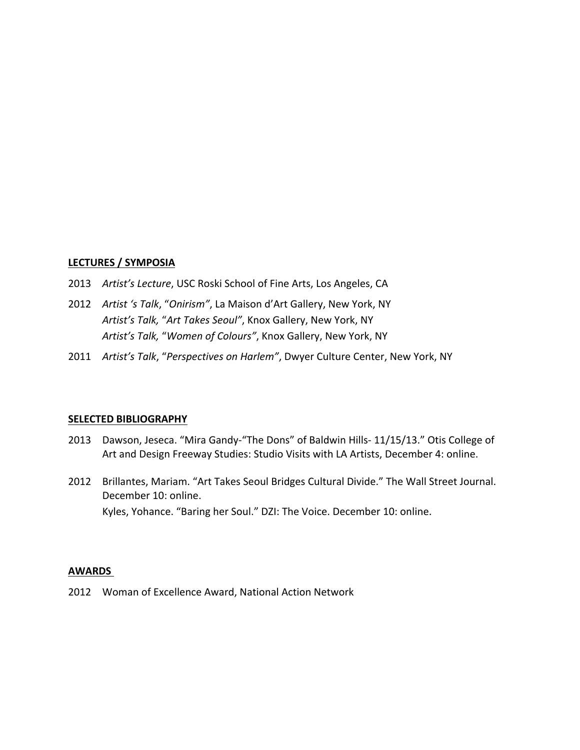## LECTURES / SYMPOSIA

2013 *Artist's Lecture*, USC Roski School of Fine Arts, Los Angeles, CA

2012 *Artist 's Talk*, "*Onirism"*, La Maison d'Art Gallery, New York, NY
*Artist's Talk,* "*Art Takes Seoul"*, Knox Gallery, New York, NY
*Artist's Talk,* "*Women of Colours"*, Knox Gallery, New York, NY

2011 *Artist's Talk*, "*Perspectives on Harlem"*, Dwyer Culture Center, New York, NY

## SELECTED BIBLIOGRAPHY

2013 Dawson, Jeseca. "Mira Gandy-"The Dons" of Baldwin Hills- 11/15/13." Otis College of Art and Design Freeway Studies: Studio Visits with LA Artists, December 4: online.

2012 Brillantes, Mariam. "Art Takes Seoul Bridges Cultural Divide." The Wall Street Journal. December 10: online.
Kyles, Yohance. "Baring her Soul." DZI: The Voice. December 10: online.

## AWARDS

2012 Woman of Excellence Award, National Action Network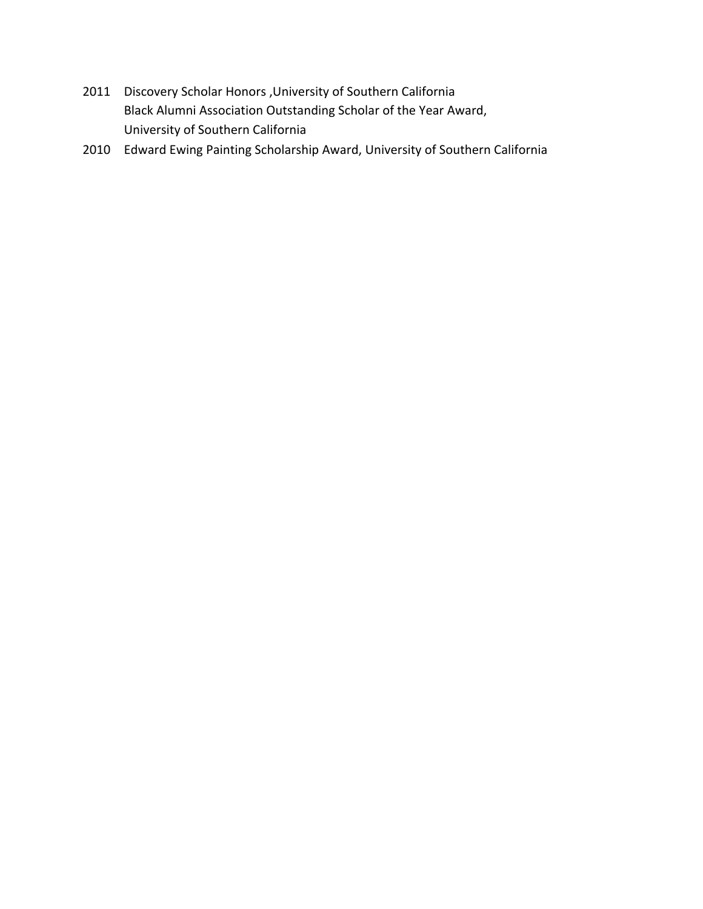2011 Discovery Scholar Honors ,University of Southern California
Black Alumni Association Outstanding Scholar of the Year Award, University of Southern California

2010 Edward Ewing Painting Scholarship Award, University of Southern California